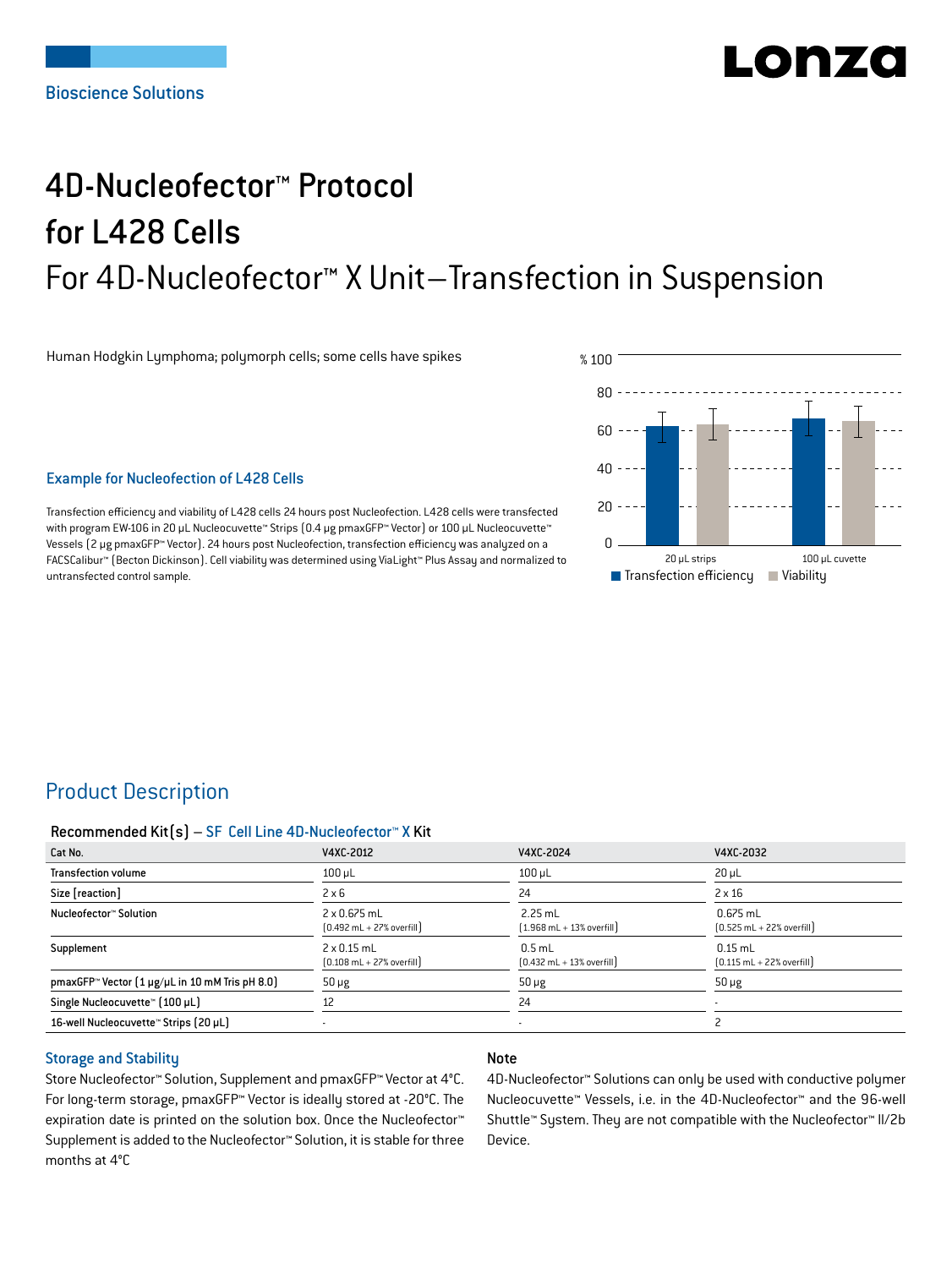Bioscience Solutions

# 4D-Nucleofector™ Protocol for L428 Cells

## For 4D-Nucleofector™ X Unit–Transfection in Suspension

Human Hodgkin Lymphoma; polymorph cells; some cells have spikes

### Example for Nucleofection of L428 Cells

Transfection efficiency and viability of L428 cells 24 hours post Nucleofection. L428 cells were transfected with program EW-106 in 20 µL Nucleocuvette™ Strips (0.4 µg pmaxGFP™ Vector) or 100 µL Nucleocuvette™ Vessels (2 µg pmaxGFP™ Vector). 24 hours post Nucleofection, transfection efficiency was analyzed on a FACSCalibur™ (Becton Dickinson). Cell viability was determined using ViaLight™ Plus Assay and normalized to untransfected control sample.

## Product Description

### Recommended Kit(s) – SF Cell Line 4D-Nucleofector™ X Kit

| Cat No. | V4XC-2012 | V4XC-2024 | V4XC-2032 |
|---|---|---|---|
| Transfection volume | 100 µL | 100 µL | 20 µL |
| Size [reaction] | 2 x 6 | 24 | 2 x 16 |
| Nucleofector™ Solution | 2 x 0.675 mL (0.492 mL + 27% overfill) | 2.25 mL (1.968 mL + 13% overfill) | 0.675 mL (0.525 mL + 22% overfill) |
| Supplement | 2 x 0.15 mL (0.108 mL + 27% overfill) | 0.5 mL (0.432 mL + 13% overfill) | 0.15 mL (0.115 mL + 22% overfill) |
| pmaxGFP™ Vector (1 µg/µL in 10 mM Tris pH 8.0) | 50 µg | 50 µg | 50 µg |
| Single Nucleocuvette™ (100 µL) | 12 | 24 | - |
| 16-well Nucleocuvette™ Strips (20 µL) | - | - | 2 |

### Storage and Stability

Store Nucleofector™ Solution, Supplement and pmaxGFP™ Vector at 4°C. For long-term storage, pmaxGFP™ Vector is ideally stored at -20°C. The expiration date is printed on the solution box. Once the Nucleofector™ Supplement is added to the Nucleofector™ Solution, it is stable for three months at 4°C

### Note

4D-Nucleofector™ Solutions can only be used with conductive polymer Nucleocuvette™ Vessels, i.e. in the 4D-Nucleofector™ and the 96-well Shuttle™ System. They are not compatible with the Nucleofector™ II/2b Device.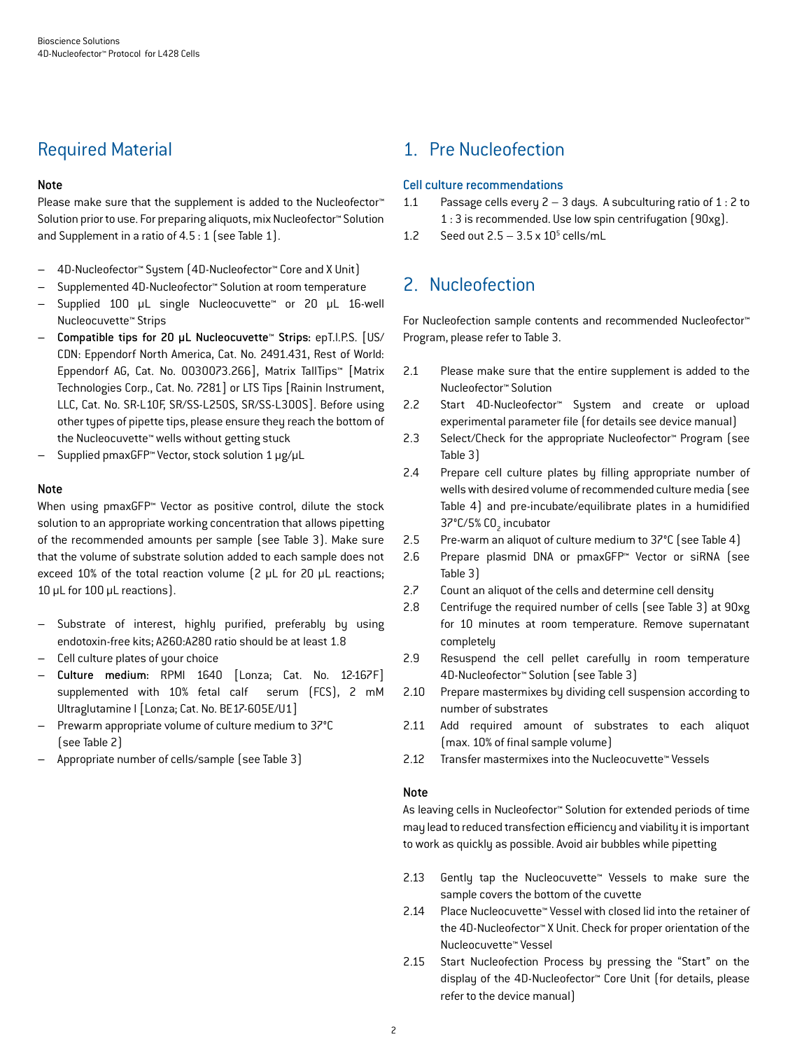## Required Material

**Note**

Please make sure that the supplement is added to the Nucleofector™ Solution prior to use. For preparing aliquots, mix Nucleofector™ Solution and Supplement in a ratio of 4.5 : 1 (see Table 1).

- 4D-Nucleofector™ System (4D-Nucleofector™ Core and X Unit)
- Supplemented 4D-Nucleofector™ Solution at room temperature
- Supplied 100 µL single Nucleocuvette™ or 20 µL 16-well Nucleocuvette™ Strips
- **Compatible tips for 20 µL Nucleocuvette™ Strips**: epT.I.P.S. [US/CDN: Eppendorf North America, Cat. No. 2491.431, Rest of World: Eppendorf AG, Cat. No. 0030073.266], Matrix TallTips™ [Matrix Technologies Corp., Cat. No. 7281] or LTS Tips [Rainin Instrument, LLC, Cat. No. SR-L10F, SR/SS-L250S, SR/SS-L300S]. Before using other types of pipette tips, please ensure they reach the bottom of the Nucleocuvette™ wells without getting stuck
- Supplied pmaxGFP™ Vector, stock solution 1 µg/µL

**Note**

When using pmaxGFP™ Vector as positive control, dilute the stock solution to an appropriate working concentration that allows pipetting of the recommended amounts per sample (see Table 3). Make sure that the volume of substrate solution added to each sample does not exceed 10% of the total reaction volume (2 µL for 20 µL reactions; 10 µL for 100 µL reactions).

- Substrate of interest, highly purified, preferably by using endotoxin-free kits; A260:A280 ratio should be at least 1.8
- Cell culture plates of your choice
- **Culture medium:** RPMI 1640 [Lonza; Cat. No. 12-167F] supplemented with 10% fetal calf serum (FCS), 2 mM Ultraglutamine I [Lonza; Cat. No. BE17-605E/U1]
- Prewarm appropriate volume of culture medium to 37°C (see Table 2)
- Appropriate number of cells/sample (see Table 3)

## 1. Pre Nucleofection

### Cell culture recommendations

1.1 Passage cells every 2 – 3 days. A subculturing ratio of 1 : 2 to 1 : 3 is recommended. Use low spin centrifugation (90xg).

1.2 Seed out 2.5 – 3.5 x $10^5$ cells/mL

## 2. Nucleofection

For Nucleofection sample contents and recommended Nucleofector™ Program, please refer to Table 3.

2.1 Please make sure that the entire supplement is added to the Nucleofector™ Solution

2.2 Start 4D-Nucleofector™ System and create or upload experimental parameter file (for details see device manual)

2.3 Select/Check for the appropriate Nucleofector™ Program (see Table 3)

2.4 Prepare cell culture plates by filling appropriate number of wells with desired volume of recommended culture media (see Table 4) and pre-incubate/equilibrate plates in a humidified 37°C/5% $CO_2$ incubator

2.5 Pre-warm an aliquot of culture medium to 37°C (see Table 4)

2.6 Prepare plasmid DNA or pmaxGFP™ Vector or siRNA (see Table 3)

2.7 Count an aliquot of the cells and determine cell density

2.8 Centrifuge the required number of cells (see Table 3) at 90xg for 10 minutes at room temperature. Remove supernatant completely

2.9 Resuspend the cell pellet carefully in room temperature 4D-Nucleofector™ Solution (see Table 3)

2.10 Prepare mastermixes by dividing cell suspension according to number of substrates

2.11 Add required amount of substrates to each aliquot (max. 10% of final sample volume)

2.12 Transfer mastermixes into the Nucleocuvette™ Vessels

**Note**

As leaving cells in Nucleofector™ Solution for extended periods of time may lead to reduced transfection efficiency and viability it is important to work as quickly as possible. Avoid air bubbles while pipetting

2.13 Gently tap the Nucleocuvette™ Vessels to make sure the sample covers the bottom of the cuvette

2.14 Place Nucleocuvette™ Vessel with closed lid into the retainer of the 4D-Nucleofector™ X Unit. Check for proper orientation of the Nucleocuvette™ Vessel

2.15 Start Nucleofection Process by pressing the "Start" on the display of the 4D-Nucleofector™ Core Unit (for details, please refer to the device manual)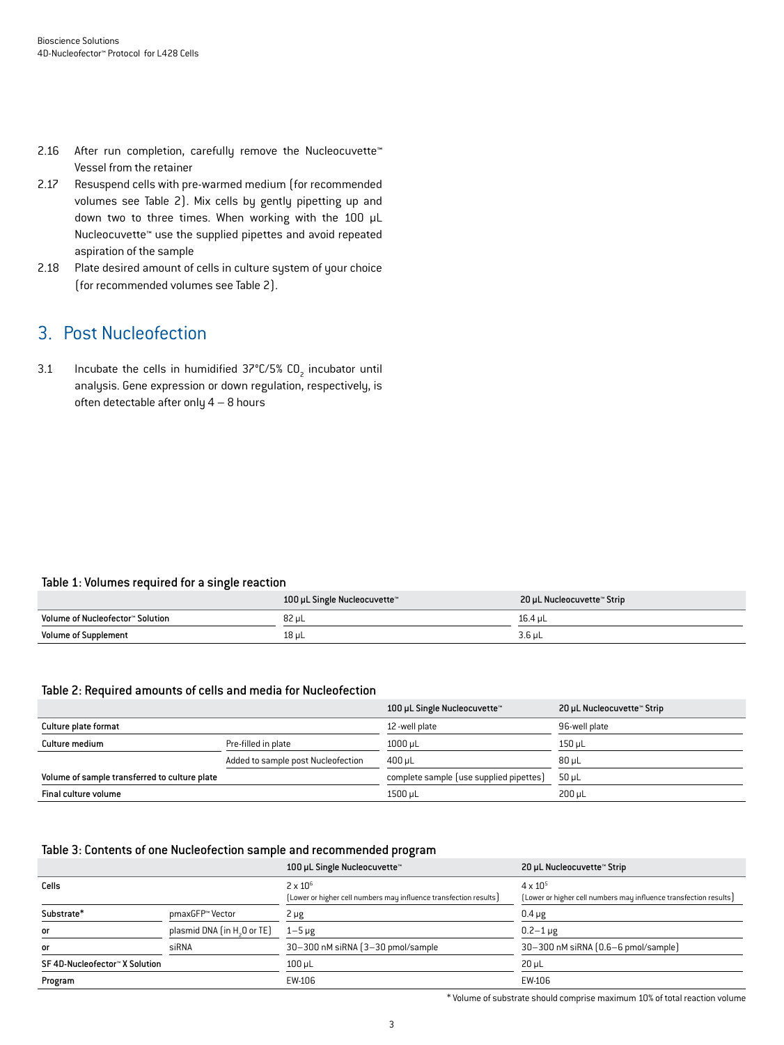2.16 After run completion, carefully remove the Nucleocuvette™ Vessel from the retainer

2.17 Resuspend cells with pre-warmed medium (for recommended volumes see Table 2). Mix cells by gently pipetting up and down two to three times. When working with the 100 µL Nucleocuvette™ use the supplied pipettes and avoid repeated aspiration of the sample

2.18 Plate desired amount of cells in culture system of your choice (for recommended volumes see Table 2).

## 3. Post Nucleofection

3.1 Incubate the cells in humidified 37°C/5% $CO_2$ incubator until analysis. Gene expression or down regulation, respectively, is often detectable after only 4 – 8 hours

**Table 1: Volumes required for a single reaction**

| | 100 µL Single Nucleocuvette™ | 20 µL Nucleocuvette™ Strip |
|---|---|---|
| Volume of Nucleofector™ Solution | 82 µL | 16.4 µL |
| Volume of Supplement | 18 µL | 3.6 µL |

**Table 2: Required amounts of cells and media for Nucleofection**

| | | 100 µL Single Nucleocuvette™ | 20 µL Nucleocuvette™ Strip |
|---|---|---|---|
| Culture plate format | | 12-well plate | 96-well plate |
| Culture medium | Pre-filled in plate | 1000 µL | 150 µL |
| | Added to sample post Nucleofection | 400 µL | 80 µL |
| Volume of sample transferred to culture plate | | complete sample (use supplied pipettes) | 50 µL |
| Final culture volume | | 1500 µL | 200 µL |

**Table 3: Contents of one Nucleofection sample and recommended program**

| | | 100 µL Single Nucleocuvette™ | 20 µL Nucleocuvette™ Strip |
|---|---|---|---|
| Cells | | $2 \times 10^6$ (Lower or higher cell numbers may influence transfection results) | $4 \times 10^5$ (Lower or higher cell numbers may influence transfection results) |
| Substrate* | pmaxGFP™ Vector | 2 µg | 0.4 µg |
| or | plasmid DNA (in $H_2O$ or TE) | 1–5 µg | 0.2–1 µg |
| or | siRNA | 30–300 nM siRNA (3–30 pmol/sample | 30–300 nM siRNA (0.6–6 pmol/sample) |
| SF 4D-Nucleofector™ X Solution | | 100 µL | 20 µL |
| Program | | EW-106 | EW-106 |

\* Volume of substrate should comprise maximum 10% of total reaction volume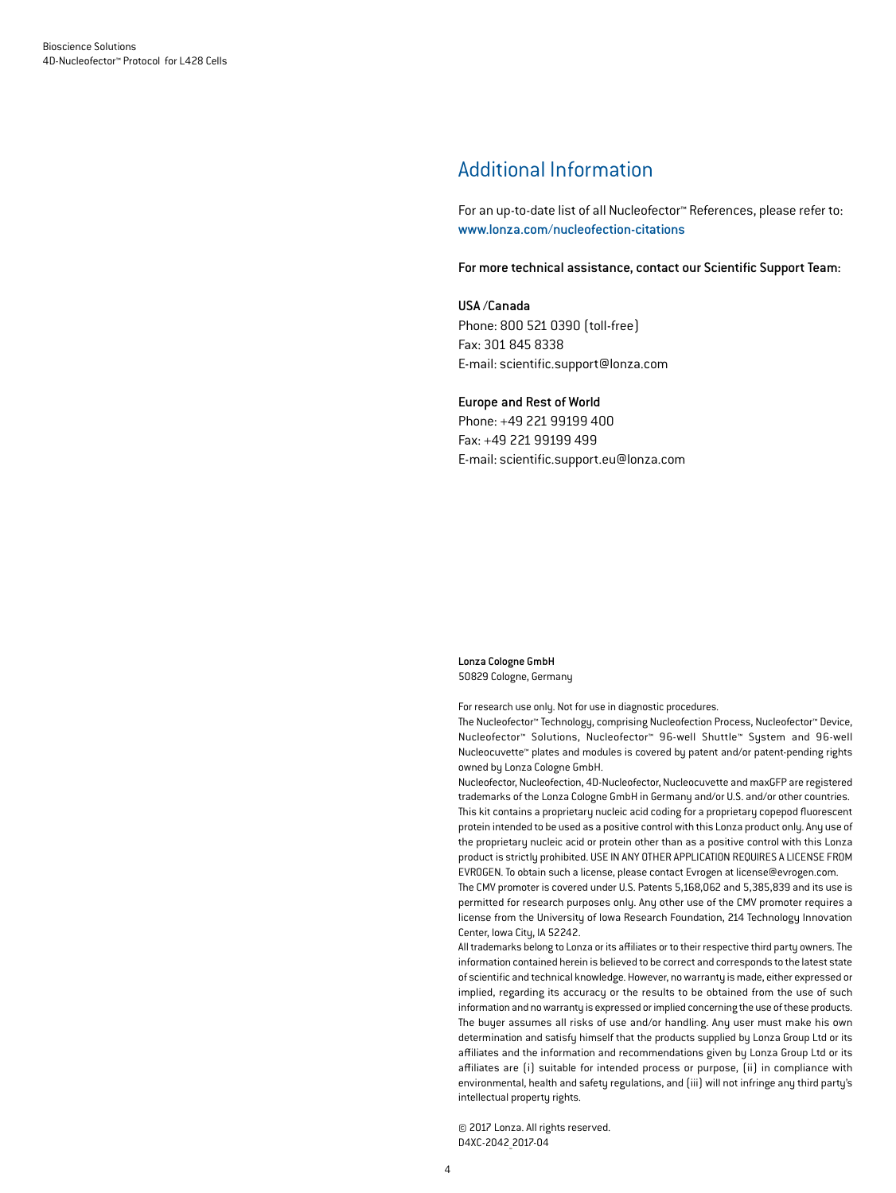## Additional Information

For an up-to-date list of all Nucleofector™ References, please refer to:
**www.lonza.com/nucleofection-citations**

**For more technical assistance, contact our Scientific Support Team:**

**USA /Canada**
Phone: 800 521 0390 (toll-free)
Fax: 301 845 8338
E-mail: scientific.support@lonza.com

**Europe and Rest of World**
Phone: +49 221 99199 400
Fax: +49 221 99199 499
E-mail: scientific.support.eu@lonza.com

**Lonza Cologne GmbH**
50829 Cologne, Germany

For research use only. Not for use in diagnostic procedures.
The Nucleofector™ Technology, comprising Nucleofection Process, Nucleofector™ Device, Nucleofector™ Solutions, Nucleofector™ 96-well Shuttle™ System and 96-well Nucleocuvette™ plates and modules is covered by patent and/or patent-pending rights owned by Lonza Cologne GmbH.
Nucleofector, Nucleofection, 4D-Nucleofector, Nucleocuvette and maxGFP are registered trademarks of the Lonza Cologne GmbH in Germany and/or U.S. and/or other countries.
This kit contains a proprietary nucleic acid coding for a proprietary copepod fluorescent protein intended to be used as a positive control with this Lonza product only. Any use of the proprietary nucleic acid or protein other than as a positive control with this Lonza product is strictly prohibited. USE IN ANY OTHER APPLICATION REQUIRES A LICENSE FROM EVROGEN. To obtain such a license, please contact Evrogen at license@evrogen.com.
The CMV promoter is covered under U.S. Patents 5,168,062 and 5,385,839 and its use is permitted for research purposes only. Any other use of the CMV promoter requires a license from the University of Iowa Research Foundation, 214 Technology Innovation Center, Iowa City, IA 52242.
All trademarks belong to Lonza or its affiliates or to their respective third party owners. The information contained herein is believed to be correct and corresponds to the latest state of scientific and technical knowledge. However, no warranty is made, either expressed or implied, regarding its accuracy or the results to be obtained from the use of such information and no warranty is expressed or implied concerning the use of these products. The buyer assumes all risks of use and/or handling. Any user must make his own determination and satisfy himself that the products supplied by Lonza Group Ltd or its affiliates and the information and recommendations given by Lonza Group Ltd or its affiliates are (i) suitable for intended process or purpose, (ii) in compliance with environmental, health and safety regulations, and (iii) will not infringe any third party's intellectual property rights.

© 2017 Lonza. All rights reserved.
D4XC-2042_2017-04